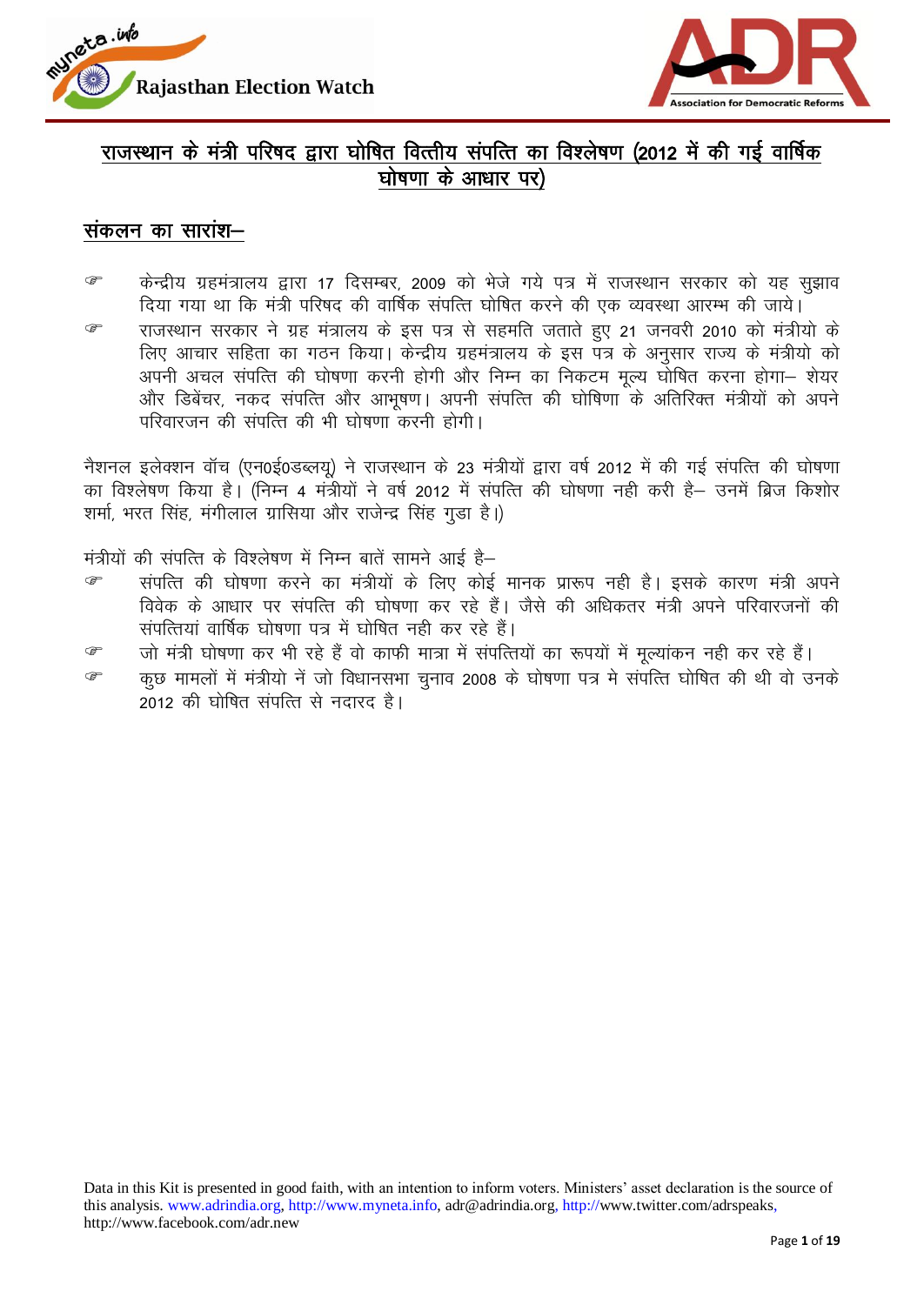# राजस्थान के मंत्री परिषद द्वारा घोषित वित्तीय संपत्ति का विश्लेषण (2012 में की गई वार्षिक घोषणा के आधार पर)

## संकलन का सारांश–

- केन्द्रीय ग्रहमंत्रालय द्वारा 17 दिसम्बर, 2009 को भेजे गये पत्र में राजस्थान सरकार को यह सुझाव दिया गया था कि मंत्री परिषद की वार्षिक संपत्ति घोषित करने की एक व्यवस्था आरम्भ की जाये।
- राजस्थान सरकार ने ग्रह मंत्रालय के इस पत्र से सहमति जताते हुए 21 जनवरी 2010 को मंत्रीयो के लिए आचार सहिता का गठन किया। केन्द्रीय ग्रहमंत्रालय के इस पत्र के अनुसार राज्य के मंत्रीयो को अपनी अचल संपत्ति की घोषणा करनी होगी और निम्न का निकटम मूल्य घोषित करना होगा– शेयर और डिबेंचर, नकद संपत्ति और आभूषण। अपनी संपत्ति की घोषिणा के अतिरिक्त मंत्रीयों को अपने परिवारजन की संपत्ति की भी घोषणा करनी होगी।

नैशनल इलेक्शन वॉच (एन0ई0डब्ल्यू) ने राजस्थान के 23 मंत्रीयों द्वारा वर्ष 2012 में की गई संपत्ति की घोषणा का विश्लेषण किया है। (निम्न 4 मंत्रीयों ने वर्ष 2012 में संपत्ति की घोषणा नही करी है– उनमें ब्रिज किशोर शर्मा, भरत सिंह, मंगीलाल ग्रासिया और राजेन्द्र सिंह गुडा है।)

मंत्रीयों की संपत्ति के विश्लेषण में निम्न बातें सामने आई है–

- संपत्ति की घोषणा करने का मंत्रीयों के लिए कोई मानक प्रारूप नही है। इसके कारण मंत्री अपने विवेक के आधार पर संपत्ति की घोषणा कर रहे हैं। जैसे की अधिकतर मंत्री अपने परिवारजनों की संपत्तियां वार्षिक घोषणा पत्र में घोषित नही कर रहे हैं।
- जो मंत्री घोषणा कर भी रहे हैं वो काफी मात्रा में संपत्तियों का रूपयों में मूल्यांकन नही कर रहे हैं।
- कुछ मामलों में मंत्रीयो नें जो विधानसभा चुनाव 2008 के घोषणा पत्र मे संपत्ति घोषित की थी वो उनके 2012 की घोषित संपत्ति से नदारद है।

Data in this Kit is presented in good faith, with an intention to inform voters. Ministers' asset declaration is the source of this analysis. www.adrindia.org, http://www.myneta.info, adr@adrindia.org, http://www.twitter.com/adrspeaks, http://www.facebook.com/adr.new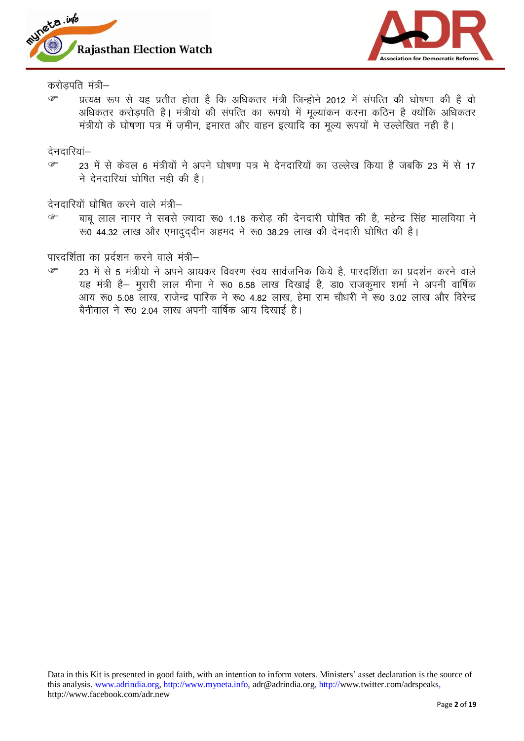करोड़पति मंत्री–

☞ प्रत्यक्ष रूप से यह प्रतीत होता है कि अधिकतर मंत्री जिन्होने 2012 में संपत्ति की घोषणा की है वो अधिकतर करोड़पति है। मंत्रीयो की संपत्ति का रूपयो में मूल्यांकन करना कठिन है क्योंकि अधिकतर मंत्रीयो के घोषणा पत्र में ज़मीन, इमारत और वाहन इत्यादि का मूल्य रूपयों मे उल्लेखित नही है।

देनदारियां–

☞ 23 में से केवल 6 मंत्रीयों ने अपने घोषणा पत्र मे देनदारियों का उल्लेख किया है जबकि 23 में से 17 ने देनदारियां घोषित नही की है।

देनदारियों घोषित करने वाले मंत्री–

☞ बाबू लाल नागर ने सबसे ज़्यादा रू0 1.18 करोड़ की देनदारी घोषित की है, महेन्द्र सिंह मालविया ने रू0 44.32 लाख और एमादुद्दीन अहमद ने रू0 38.29 लाख की देनदारी घोषित की है।

पारदर्शिता का प्रर्दशन करने वाले मंत्री–

☞ 23 में से 5 मंत्रीयो ने अपने आयकर विवरण स्वय सार्वजनिक किये है, पारदर्शिता का प्रदर्शन करने वाले यह मंत्री है– मुरारी लाल मीना ने रू0 6.58 लाख दिखाई है, डा0 राजकुमार शर्मा ने अपनी वार्षिक आय रू0 5.08 लाख, राजेन्द्र पारिक ने रू0 4.82 लाख, हेमा राम चौधरी ने रू0 3.02 लाख और विरेन्द्र बैनीवाल ने रू0 2.04 लाख अपनी वार्षिक आय दिखाई है।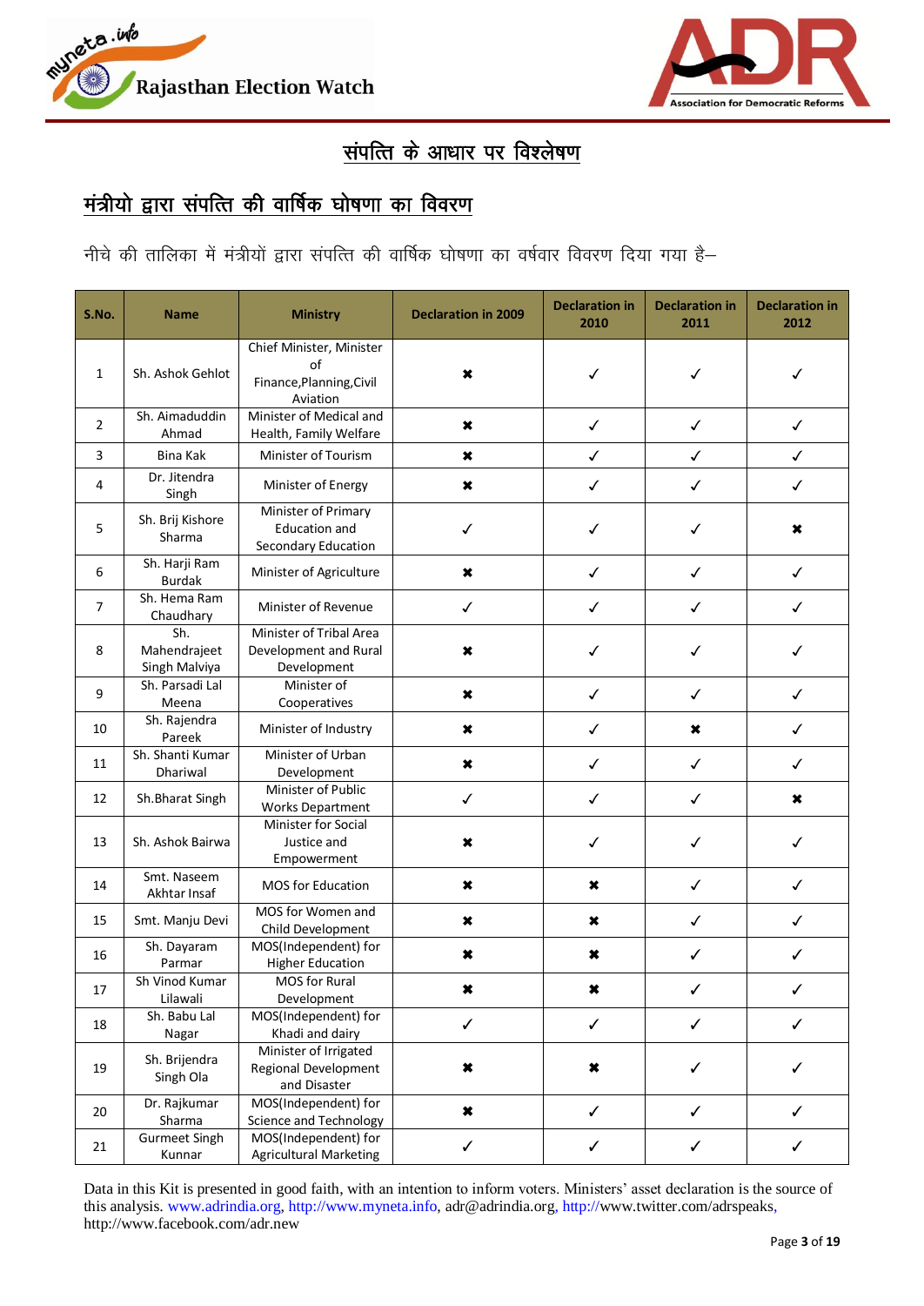# संपत्ति के आधार पर विश्लेषण

## मंत्रीयो द्वारा संपत्ति की वार्षिक घोषणा का विवरण

नीचे की तालिका में मंत्रीयों द्वारा संपत्ति की वार्षिक घोषणा का वर्षवार विवरण दिया गया है–

| S.No. | Name | Ministry | Declaration in 2009 | Declaration in 2010 | Declaration in 2011 | Declaration in 2012 |
|---|---|---|---|---|---|---|
| 1 | Sh. Ashok Gehlot | Chief Minister, Minister of Finance,Planning,Civil Aviation | ✖ | ✓ | ✓ | ✓ |
| 2 | Sh. Aimaduddin Ahmad | Minister of Medical and Health, Family Welfare | ✖ | ✓ | ✓ | ✓ |
| 3 | Bina Kak | Minister of Tourism | ✖ | ✓ | ✓ | ✓ |
| 4 | Dr. Jitendra Singh | Minister of Energy | ✖ | ✓ | ✓ | ✓ |
| 5 | Sh. Brij Kishore Sharma | Minister of Primary Education and Secondary Education | ✓ | ✓ | ✓ | ✖ |
| 6 | Sh. Harji Ram Burdak | Minister of Agriculture | ✖ | ✓ | ✓ | ✓ |
| 7 | Sh. Hema Ram Chaudhary | Minister of Revenue | ✓ | ✓ | ✓ | ✓ |
| 8 | Sh. Mahendrajeet Singh Malviya | Minister of Tribal Area Development and Rural Development | ✖ | ✓ | ✓ | ✓ |
| 9 | Sh. Parsadi Lal Meena | Minister of Cooperatives | ✖ | ✓ | ✓ | ✓ |
| 10 | Sh. Rajendra Pareek | Minister of Industry | ✖ | ✓ | ✖ | ✓ |
| 11 | Sh. Shanti Kumar Dhariwal | Minister of Urban Development | ✖ | ✓ | ✓ | ✓ |
| 12 | Sh.Bharat Singh | Minister of Public Works Department | ✓ | ✓ | ✓ | ✖ |
| 13 | Sh. Ashok Bairwa | Minister for Social Justice and Empowerment | ✖ | ✓ | ✓ | ✓ |
| 14 | Smt. Naseem Akhtar Insaf | MOS for Education | ✖ | ✖ | ✓ | ✓ |
| 15 | Smt. Manju Devi | MOS for Women and Child Development | ✖ | ✖ | ✓ | ✓ |
| 16 | Sh. Dayaram Parmar | MOS(Independent) for Higher Education | ✖ | ✖ | ✓ | ✓ |
| 17 | Sh Vinod Kumar Lilawali | MOS for Rural Development | ✖ | ✖ | ✓ | ✓ |
| 18 | Sh. Babu Lal Nagar | MOS(Independent) for Khadi and dairy | ✓ | ✓ | ✓ | ✓ |
| 19 | Sh. Brijendra Singh Ola | Minister of Irrigated Regional Development and Disaster | ✖ | ✖ | ✓ | ✓ |
| 20 | Dr. Rajkumar Sharma | MOS(Independent) for Science and Technology | ✖ | ✓ | ✓ | ✓ |
| 21 | Gurmeet Singh Kunnar | MOS(Independent) for Agricultural Marketing | ✓ | ✓ | ✓ | ✓ |

Data in this Kit is presented in good faith, with an intention to inform voters. Ministers' asset declaration is the source of this analysis. www.adrindia.org, http://www.myneta.info, adr@adrindia.org, http://www.twitter.com/adrspeaks, http://www.facebook.com/adr.new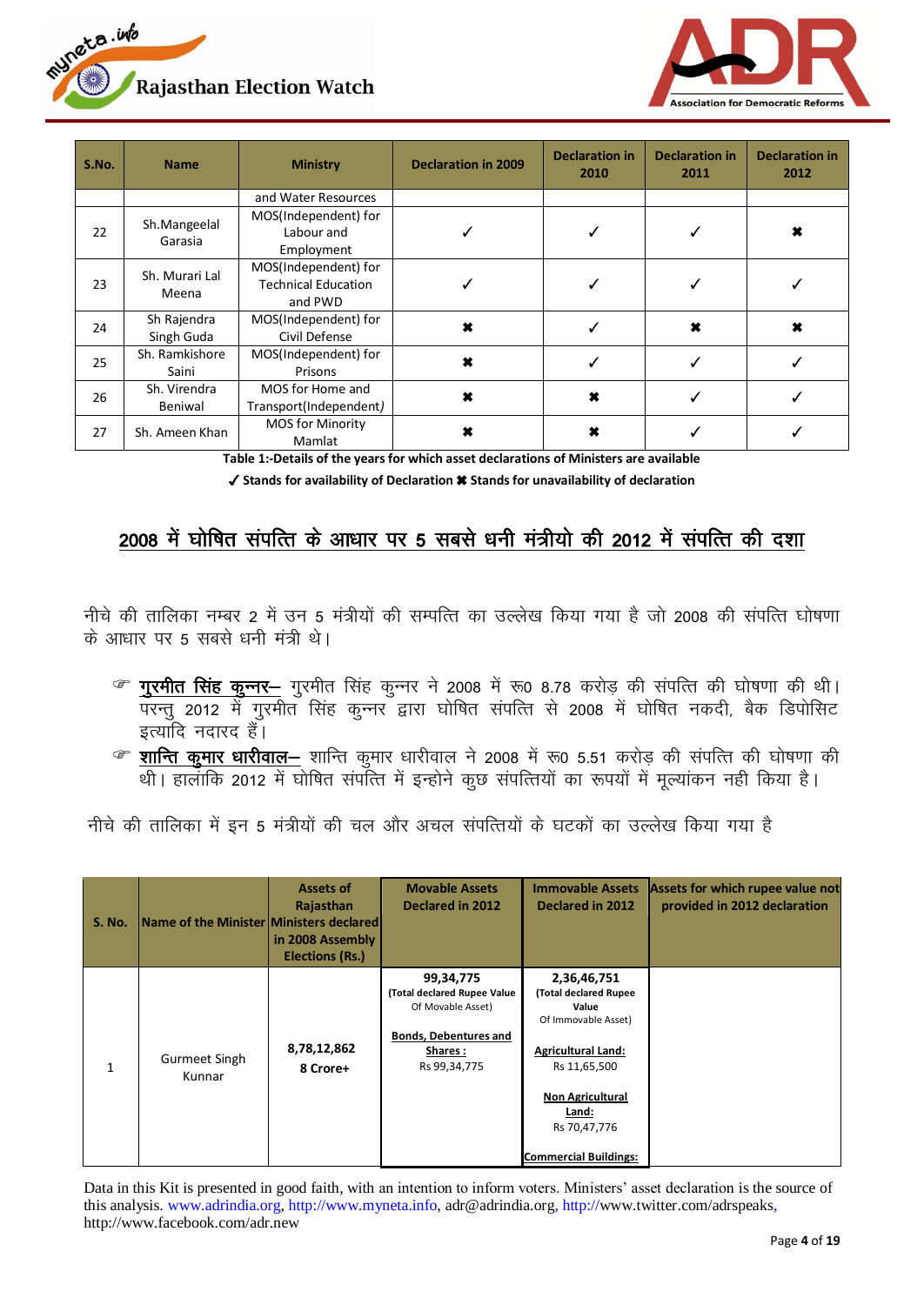| S.No. | Name | Ministry | Declaration in 2009 | Declaration in 2010 | Declaration in 2011 | Declaration in 2012 |
|---|---|---|---|---|---|---|
| | | and Water Resources | | | | |
| 22 | Sh.Mangeelal Garasia | MOS(Independent) for Labour and Employment | ✓ | ✓ | ✓ | ✖ |
| 23 | Sh. Murari Lal Meena | MOS(Independent) for Technical Education and PWD | ✓ | ✓ | ✓ | ✓ |
| 24 | Sh Rajendra Singh Guda | MOS(Independent) for Civil Defense | ✖ | ✓ | ✖ | ✖ |
| 25 | Sh. Ramkishore Saini | MOS(Independent) for Prisons | ✖ | ✓ | ✓ | ✓ |
| 26 | Sh. Virendra Beniwal | MOS for Home and Transport(Independent) | ✖ | ✖ | ✓ | ✓ |
| 27 | Sh. Ameen Khan | MOS for Minority Mamlat | ✖ | ✖ | ✓ | ✓ |

**Table 1:-Details of the years for which asset declarations of Ministers are available**

**✓ Stands for availability of Declaration ✖ Stands for unavailability of declaration**

## 2008 में घोषित संपत्ति के आधार पर 5 सबसे धनी मंत्रीयो की 2012 में संपत्ति की दशा

नीचे की तालिका नम्बर 2 में उन 5 मंत्रीयों की सम्पत्ति का उल्लेख किया गया है जो 2008 की संपत्ति घोषणा के आधार पर 5 सबसे धनी मंत्री थे।

- **गुरमीत सिंह कुन्नर–** गुरमीत सिंह कुन्नर ने 2008 में रू0 8.78 करोड़ की संपत्ति की घोषणा की थी। परन्तु 2012 में गुरमीत सिंह कुन्नर द्वारा घोषित संपत्ति से 2008 में घोषित नकदी, बैक डिपोसिट इत्यादि नदारद हैं।
- **शान्ति कुमार धारीवाल–** शान्ति कुमार धारीवाल ने 2008 में रू0 5.51 करोड़ की संपत्ति की घोषणा की थी। हालांकि 2012 में घोषित संपत्ति में इन्होने कुछ संपत्तियों का रूपयों में मूल्यांकन नही किया है।

नीचे की तालिका में इन 5 मंत्रीयों की चल और अचल संपत्तियों के घटकों का उल्लेख किया गया है

| S. No. | Name of the Minister | Assets of Rajasthan Ministers declared in 2008 Assembly Elections (Rs.) | Movable Assets Declared in 2012 | Immovable Assets Declared in 2012 | Assets for which rupee value not provided in 2012 declaration |
|---|---|---|---|---|---|
| 1 | Gurmeet Singh Kunnar | 8,78,12,862<br>8 Crore+ | **99,34,775**<br>**(Total declared Rupee Value** Of Movable Asset)<br><br>**Bonds, Debentures and Shares :**<br>Rs 99,34,775 | **2,36,46,751**<br>**(Total declared Rupee Value** Of Immovable Asset)<br><br>**Agricultural Land:**<br>Rs 11,65,500<br><br>**Non Agricultural Land:**<br>Rs 70,47,776<br><br>**Commercial Buildings:** | |

Data in this Kit is presented in good faith, with an intention to inform voters. Ministers' asset declaration is the source of this analysis. www.adrindia.org, http://www.myneta.info, adr@adrindia.org, http://www.twitter.com/adrspeaks, http://www.facebook.com/adr.new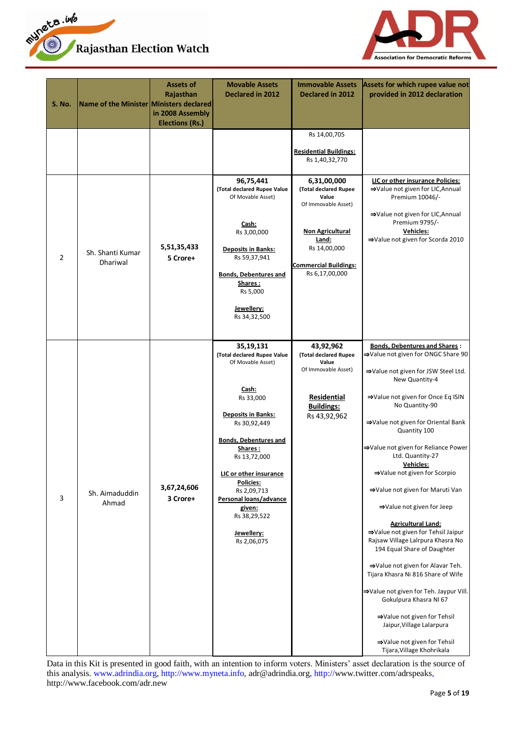| S. No. | Name of the Minister | Assets of Rajasthan Ministers declared in 2008 Assembly Elections (Rs.) | Movable Assets Declared in 2012 | Immovable Assets Declared in 2012 | Assets for which rupee value not provided in 2012 declaration |
|---|---|---|---|---|---|
| | | | | Rs 14,00,705<br><br>**Residential Buildings:**<br>Rs 1,40,32,770 | |
| 2 | Sh. Shanti Kumar Dhariwal | 5,51,35,433<br>5 Crore+ | **96,75,441**<br>(Total declared Rupee Value Of Movable Asset)<br><br>**Cash:**<br>Rs 3,00,000<br><br>**Deposits in Banks:**<br>Rs 59,37,941<br><br>**Bonds, Debentures and Shares :**<br>Rs 5,000<br><br>**Jewellery:**<br>Rs 34,32,500 | **6,31,00,000**<br>(Total declared Rupee Value Of Immovable Asset)<br><br>**Non Agricultural Land:**<br>Rs 14,00,000<br><br>**Commercial Buildings:**<br>Rs 6,17,00,000 | **LIC or other insurance Policies:**<br>⇒Value not given for LIC,Annual Premium 10046/-<br><br>⇒Value not given for LIC,Annual Premium 9795/-<br>**Vehicles:**<br>⇒Value not given for Scorda 2010 |
| 3 | Sh. Aimaduddin Ahmad | 3,67,24,606<br>3 Crore+ | **35,19,131**<br>(Total declared Rupee Value Of Movable Asset)<br><br>**Cash:**<br>Rs 33,000<br><br>**Deposits in Banks:**<br>Rs 30,92,449<br><br>**Bonds, Debentures and Shares :**<br>Rs 13,72,000<br><br>**LIC or other insurance Policies:**<br>Rs 2,09,713<br>**Personal loans/advance given:**<br>Rs 38,29,522<br><br>**Jewellery:**<br>Rs 2,06,075 | **43,92,962**<br>(Total declared Rupee Value Of Immovable Asset)<br><br>**Residential Buildings:**<br>Rs 43,92,962 | **Bonds, Debentures and Shares :**<br>⇒Value not given for ONGC Share 90<br><br>⇒Value not given for JSW Steel Ltd. New Quantity-4<br><br>⇒Value not given for Once Eq ISIN No Quantity-90<br><br>⇒Value not given for Oriental Bank Quantity 100<br><br>⇒Value not given for Reliance Power Ltd. Quantity-27<br>**Vehicles:**<br>⇒Value not given for Scorpio<br><br>⇒Value not given for Maruti Van<br><br>⇒Value not given for Jeep<br><br>**Agricultural Land:**<br>⇒Value not given for Tehsil Jaipur Rajsaw Village Lalrpura Khasra No 194 Equal Share of Daughter<br><br>⇒Value not given for Alavar Teh. Tijara Khasra Ni 816 Share of Wife<br><br>⇒Value not given for Teh. Jaypur Vill. Gokulpura Khasra NI 67<br><br>⇒Value not given for Tehsil Jaipur,Village Lalarpura<br><br>⇒Value not given for Tehsil Tijara,Village Khohrikala |

Data in this Kit is presented in good faith, with an intention to inform voters. Ministers' asset declaration is the source of this analysis. www.adrindia.org, http://www.myneta.info, adr@adrindia.org, http://www.twitter.com/adrspeaks, http://www.facebook.com/adr.new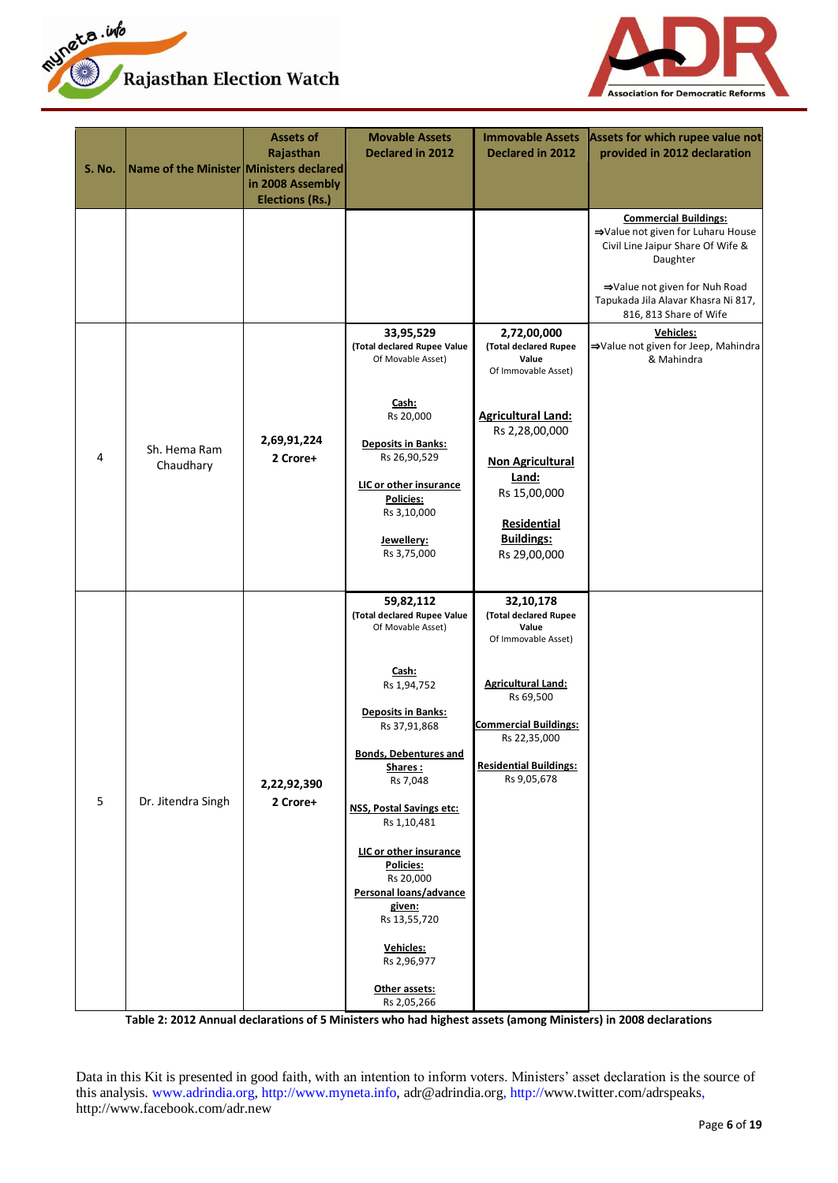| S. No. | Name of the Minister | Assets of Rajasthan Ministers declared in 2008 Assembly Elections (Rs.) | Movable Assets Declared in 2012 | Immovable Assets Declared in 2012 | Assets for which rupee value not provided in 2012 declaration |
|---|---|---|---|---|---|
| | | | | | **Commercial Buildings:** ⇒Value not given for Luharu House Civil Line Jaipur Share Of Wife & Daughter ⇒Value not given for Nuh Road Tapukada Jila Alavar Khasra Ni 817, 816, 813 Share of Wife |
| 4 | Sh. Hema Ram Chaudhary | 2,69,91,224 2 Crore+ | **33,95,529** (Total declared Rupee Value Of Movable Asset) **Cash:** Rs 20,000 **Deposits in Banks:** Rs 26,90,529 **LIC or other insurance Policies:** Rs 3,10,000 **Jewellery:** Rs 3,75,000 | **2,72,00,000** (Total declared Rupee Value Of Immovable Asset) **Agricultural Land:** Rs 2,28,00,000 **Non Agricultural Land:** Rs 15,00,000 **Residential Buildings:** Rs 29,00,000 | **Vehicles:** ⇒Value not given for Jeep, Mahindra & Mahindra |
| 5 | Dr. Jitendra Singh | 2,22,92,390 2 Crore+ | **59,82,112** (Total declared Rupee Value Of Movable Asset) **Cash:** Rs 1,94,752 **Deposits in Banks:** Rs 37,91,868 **Bonds, Debentures and Shares :** Rs 7,048 **NSS, Postal Savings etc:** Rs 1,10,481 **LIC or other insurance Policies:** Rs 20,000 **Personal loans/advance given:** Rs 13,55,720 **Vehicles:** Rs 2,96,977 **Other assets:** Rs 2,05,266 | **32,10,178** (Total declared Rupee Value Of Immovable Asset) **Agricultural Land:** Rs 69,500 **Commercial Buildings:** Rs 22,35,000 **Residential Buildings:** Rs 9,05,678 | |

**Table 2: 2012 Annual declarations of 5 Ministers who had highest assets (among Ministers) in 2008 declarations**

Data in this Kit is presented in good faith, with an intention to inform voters. Ministers' asset declaration is the source of this analysis. www.adrindia.org, http://www.myneta.info, adr@adrindia.org, http://www.twitter.com/adrspeaks, http://www.facebook.com/adr.new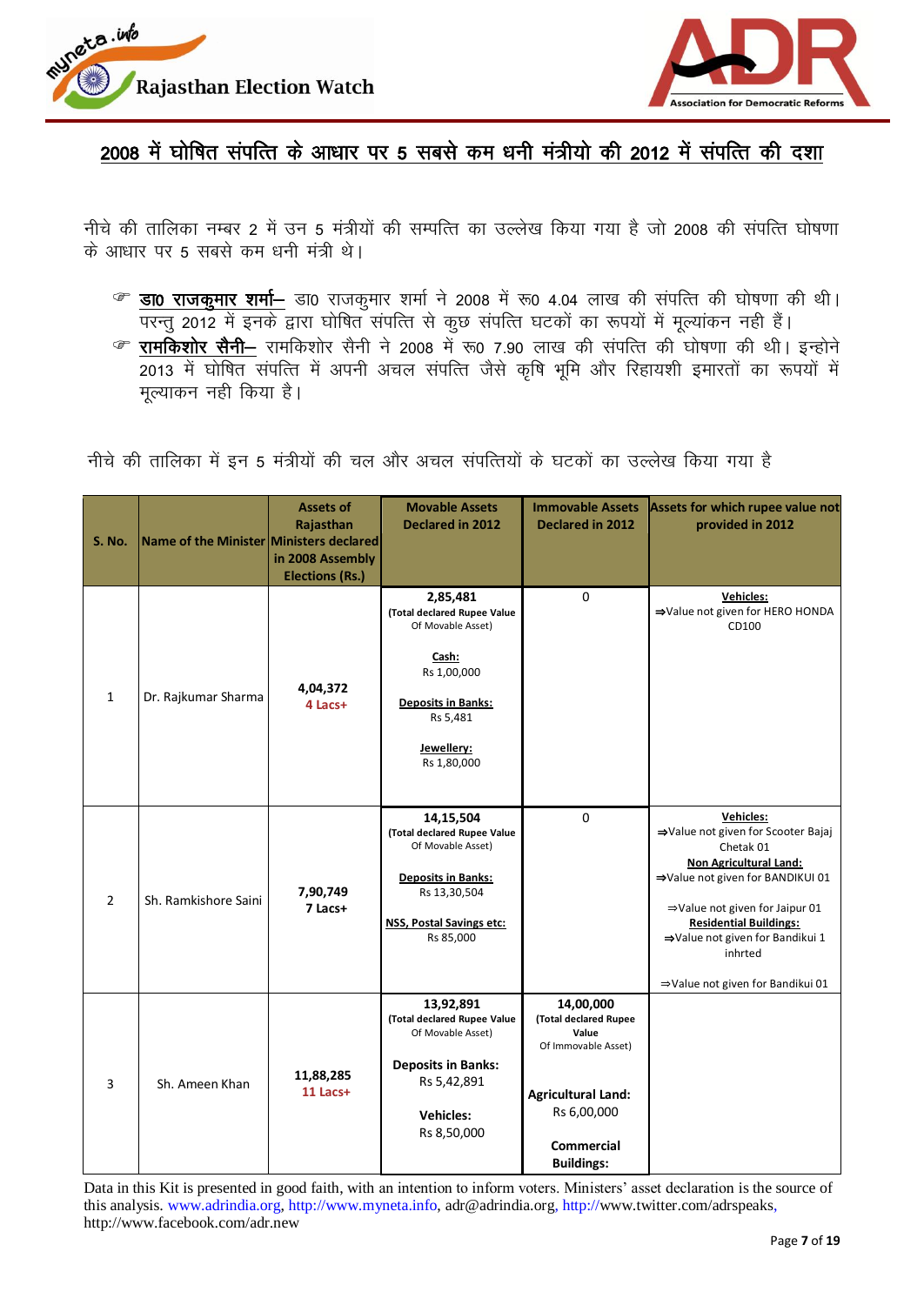## 2008 में घोषित संपत्ति के आधार पर 5 सबसे कम धनी मंत्रीयो की 2012 में संपत्ति की दशा

नीचे की तालिका नम्बर 2 में उन 5 मंत्रीयों की सम्पत्ति का उल्लेख किया गया है जो 2008 की संपत्ति घोषणा के आधार पर 5 सबसे कम धनी मंत्री थे।

- ☞ **डा0 राजकुमार शर्मा–** डा0 राजकुमार शर्मा ने 2008 में रू0 4.04 लाख की संपत्ति की घोषणा की थी। परन्तु 2012 में इनके द्वारा घोषित संपत्ति से कुछ संपत्ति घटकों का रूपयों में मूल्यांकन नही हैं।
- ☞ **रामकिशोर सैनी–** रामकिशोर सैनी ने 2008 में रू0 7.90 लाख की संपत्ति की घोषणा की थी। इन्होने 2013 में घोषित संपत्ति में अपनी अचल संपत्ति जैसे कृषि भूमि और रिहायशी इमारतों का रूपयों में मूल्याकन नही किया है।

नीचे की तालिका में इन 5 मंत्रीयों की चल और अचल संपत्तियों के घटकों का उल्लेख किया गया है

| S. No. | Name of the Minister | Assets of Rajasthan Ministers declared in 2008 Assembly Elections (Rs.) | Movable Assets Declared in 2012 | Immovable Assets Declared in 2012 | Assets for which rupee value not provided in 2012 |
|---|---|---|---|---|---|
| 1 | Dr. Rajkumar Sharma | 4,04,372<br>4 Lacs+ | **2,85,481**<br>**(Total declared Rupee Value** Of Movable Asset)<br><br>**Cash:**<br>Rs 1,00,000<br><br>**Deposits in Banks:**<br>Rs 5,481<br><br>**Jewellery:**<br>Rs 1,80,000 | 0 | **Vehicles:**<br>⇒Value not given for HERO HONDA CD100 |
| 2 | Sh. Ramkishore Saini | 7,90,749<br>7 Lacs+ | **14,15,504**<br>**(Total declared Rupee Value** Of Movable Asset)<br><br>**Deposits in Banks:**<br>Rs 13,30,504<br><br>**NSS, Postal Savings etc:**<br>Rs 85,000 | 0 | **Vehicles:**<br>⇒Value not given for Scooter Bajaj Chetak 01<br>**Non Agricultural Land:**<br>⇒Value not given for BANDIKUI 01<br><br>⇒Value not given for Jaipur 01<br>**Residential Buildings:**<br>⇒Value not given for Bandikui 1 inhrted<br><br>⇒Value not given for Bandikui 01 |
| 3 | Sh. Ameen Khan | 11,88,285<br>11 Lacs+ | **13,92,891**<br>**(Total declared Rupee Value** Of Movable Asset)<br><br>**Deposits in Banks:**<br>Rs 5,42,891<br><br>**Vehicles:**<br>Rs 8,50,000 | **14,00,000**<br>**(Total declared Rupee Value** Of Immovable Asset)<br><br>**Agricultural Land:**<br>Rs 6,00,000<br><br>**Commercial Buildings:** | |

Data in this Kit is presented in good faith, with an intention to inform voters. Ministers' asset declaration is the source of this analysis. www.adrindia.org, http://www.myneta.info, adr@adrindia.org, http://www.twitter.com/adrspeaks, http://www.facebook.com/adr.new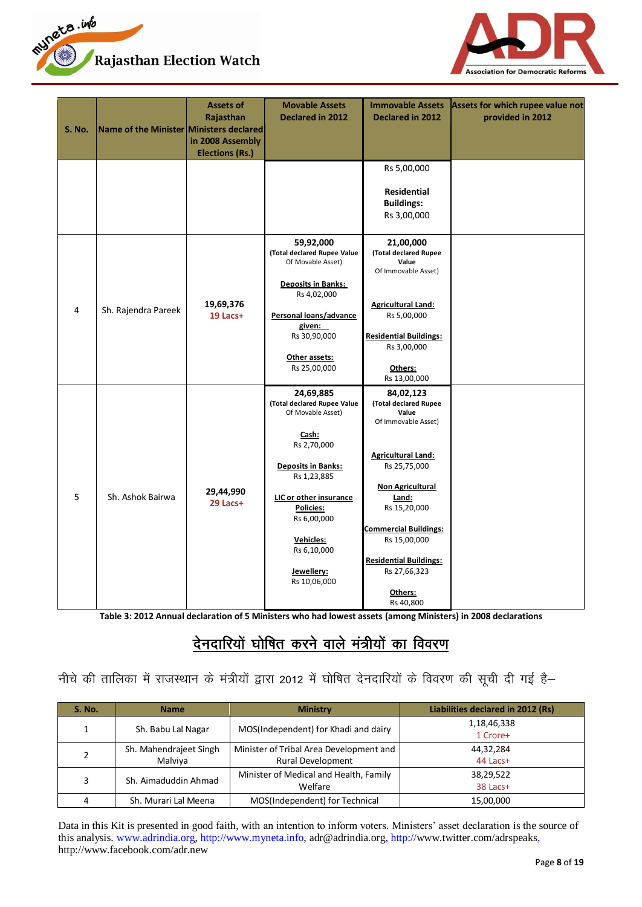| S. No. | Name of the Minister | Assets of Rajasthan Ministers declared in 2008 Assembly Elections (Rs.) | Movable Assets Declared in 2012 | Immovable Assets Declared in 2012 | Assets for which rupee value not provided in 2012 |
|---|---|---|---|---|---|
| | | | | Rs 5,00,000<br><br>**Residential Buildings:**<br>Rs 3,00,000 | |
| 4 | Sh. Rajendra Pareek | 19,69,376<br>19 Lacs+ | **59,92,000**<br>**(Total declared Rupee Value** Of Movable Asset)<br><br>**Deposits in Banks:**<br>Rs 4,02,000<br><br>**Personal loans/advance given:**<br>Rs 30,90,000<br><br>**Other assets:**<br>Rs 25,00,000 | **21,00,000**<br>**(Total declared Rupee Value** Of Immovable Asset)<br><br>**Agricultural Land:**<br>Rs 5,00,000<br><br>**Residential Buildings:**<br>Rs 3,00,000<br><br>**Others:**<br>Rs 13,00,000 | |
| 5 | Sh. Ashok Bairwa | 29,44,990<br>29 Lacs+ | **24,69,885**<br>**(Total declared Rupee Value** Of Movable Asset)<br><br>**Cash:**<br>Rs 2,70,000<br><br>**Deposits in Banks:**<br>Rs 1,23,885<br><br>**LIC or other insurance Policies:**<br>Rs 6,00,000<br><br>**Vehicles:**<br>Rs 6,10,000<br><br>**Jewellery:**<br>Rs 10,06,000 | **84,02,123**<br>**(Total declared Rupee Value** Of Immovable Asset)<br><br>**Agricultural Land:**<br>Rs 25,75,000<br><br>**Non Agricultural Land:**<br>Rs 15,20,000<br><br>**Commercial Buildings:**<br>Rs 15,00,000<br><br>**Residential Buildings:**<br>Rs 27,66,323<br><br>**Others:**<br>Rs 40,800 | |

**Table 3: 2012 Annual declaration of 5 Ministers who had lowest assets (among Ministers) in 2008 declarations**

## देनदारियों घोषित करने वाले मंत्रीयों का विवरण

नीचे की तालिका में राजस्थान के मंत्रीयों द्वारा 2012 में घोषित देनदारियों के विवरण की सूची दी गई है–

| S. No. | Name | Ministry | Liabilities declared in 2012 (Rs) |
|---|---|---|---|
| 1 | Sh. Babu Lal Nagar | MOS(Independent) for Khadi and dairy | 1,18,46,338<br>1 Crore+ |
| 2 | Sh. Mahendrajeet Singh Malviya | Minister of Tribal Area Development and Rural Development | 44,32,284<br>44 Lacs+ |
| 3 | Sh. Aimaduddin Ahmad | Minister of Medical and Health, Family Welfare | 38,29,522<br>38 Lacs+ |
| 4 | Sh. Murari Lal Meena | MOS(Independent) for Technical | 15,00,000 |

Data in this Kit is presented in good faith, with an intention to inform voters. Ministers' asset declaration is the source of this analysis. www.adrindia.org, http://www.myneta.info, adr@adrindia.org, http://www.twitter.com/adrspeaks, http://www.facebook.com/adr.new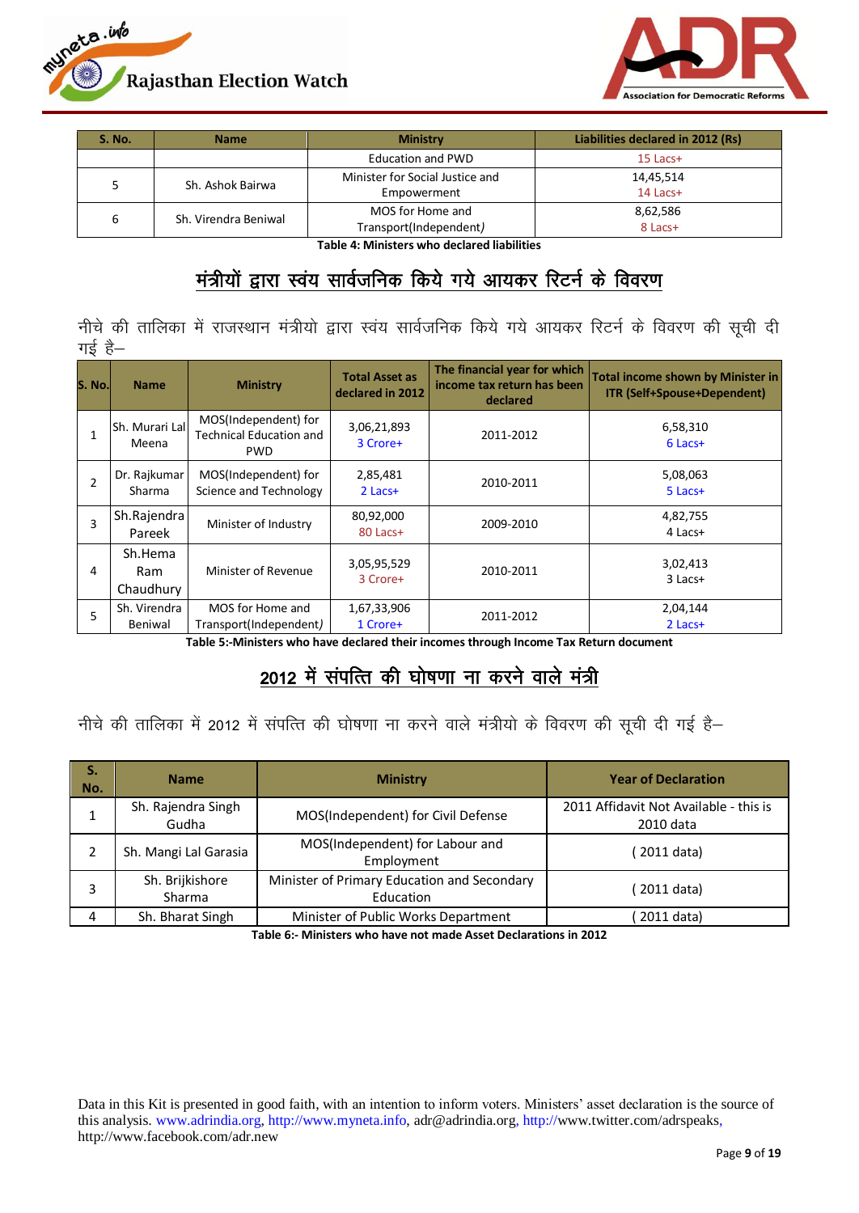| S. No. | Name | Ministry | Liabilities declared in 2012 (Rs) |
|---|---|---|---|
| | | Education and PWD | 15 Lacs+ |
| 5 | Sh. Ashok Bairwa | Minister for Social Justice and Empowerment | 14,45,514<br>14 Lacs+ |
| 6 | Sh. Virendra Beniwal | MOS for Home and Transport(Independent) | 8,62,586<br>8 Lacs+ |

**Table 4: Ministers who declared liabilities**

## मंत्रीयों द्वारा स्वंय सार्वजनिक किये गये आयकर रिटर्न के विवरण

नीचे की तालिका में राजस्थान मंत्रीयो द्वारा स्वंय सार्वजनिक किये गये आयकर रिटर्न के विवरण की सूची दी गई है–

| S. No. | Name | Ministry | Total Asset as declared in 2012 | The financial year for which income tax return has been declared | Total income shown by Minister in ITR (Self+Spouse+Dependent) |
|---|---|---|---|---|---|
| 1 | Sh. Murari Lal Meena | MOS(Independent) for Technical Education and PWD | 3,06,21,893<br>3 Crore+ | 2011-2012 | 6,58,310<br>6 Lacs+ |
| 2 | Dr. Rajkumar Sharma | MOS(Independent) for Science and Technology | 2,85,481<br>2 Lacs+ | 2010-2011 | 5,08,063<br>5 Lacs+ |
| 3 | Sh.Rajendra Pareek | Minister of Industry | 80,92,000<br>80 Lacs+ | 2009-2010 | 4,82,755<br>4 Lacs+ |
| 4 | Sh.Hema Ram Chaudhury | Minister of Revenue | 3,05,95,529<br>3 Crore+ | 2010-2011 | 3,02,413<br>3 Lacs+ |
| 5 | Sh. Virendra Beniwal | MOS for Home and Transport(Independent) | 1,67,33,906<br>1 Crore+ | 2011-2012 | 2,04,144<br>2 Lacs+ |

**Table 5:-Ministers who have declared their incomes through Income Tax Return document**

## 2012 में संपत्ति की घोषणा ना करने वाले मंत्री

नीचे की तालिका में 2012 में संपत्ति की घोषणा ना करने वाले मंत्रीयो के विवरण की सूची दी गई है–

| S. No. | Name | Ministry | Year of Declaration |
|---|---|---|---|
| 1 | Sh. Rajendra Singh Gudha | MOS(Independent) for Civil Defense | 2011 Affidavit Not Available - this is 2010 data |
| 2 | Sh. Mangi Lal Garasia | MOS(Independent) for Labour and Employment | ( 2011 data) |
| 3 | Sh. Brijkishore Sharma | Minister of Primary Education and Secondary Education | ( 2011 data) |
| 4 | Sh. Bharat Singh | Minister of Public Works Department | ( 2011 data) |

**Table 6:- Ministers who have not made Asset Declarations in 2012**

Data in this Kit is presented in good faith, with an intention to inform voters. Ministers' asset declaration is the source of this analysis. www.adrindia.org, http://www.myneta.info, adr@adrindia.org, http://www.twitter.com/adrspeaks, http://www.facebook.com/adr.new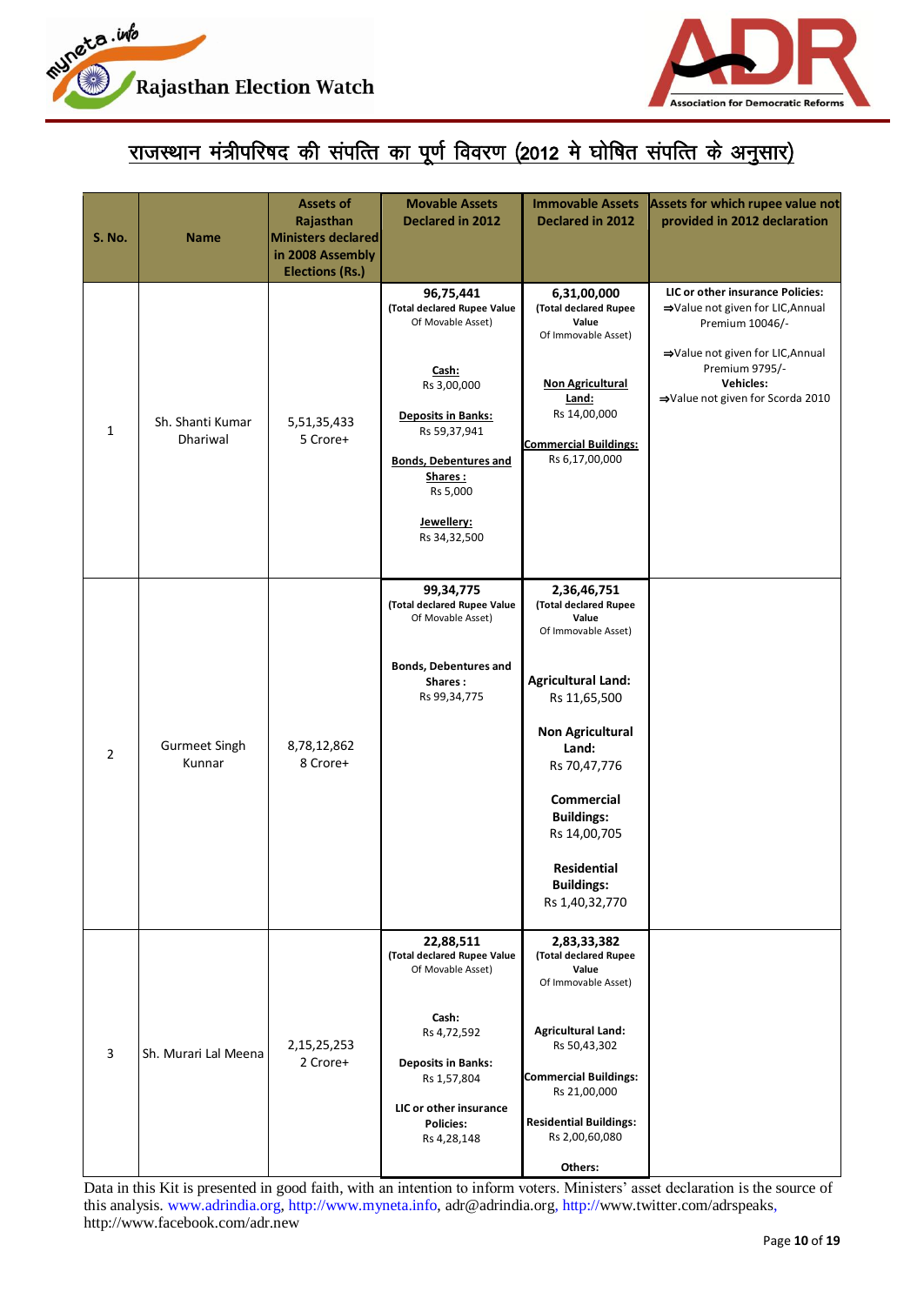## राजस्थान मंत्रीपरिषद की संपत्ति का पूर्ण विवरण (2012 मे घोषित संपत्ति के अनुसार)

| S. No. | Name | Assets of Rajasthan Ministers declared in 2008 Assembly Elections (Rs.) | Movable Assets Declared in 2012 | Immovable Assets Declared in 2012 | Assets for which rupee value not provided in 2012 declaration |
|---|---|---|---|---|---|
| 1 | Sh. Shanti Kumar Dhariwal | 5,51,35,433<br>5 Crore+ | **96,75,441**<br>(Total declared Rupee Value Of Movable Asset)<br><br>**Cash:**<br>Rs 3,00,000<br><br>**Deposits in Banks:**<br>Rs 59,37,941<br><br>**Bonds, Debentures and Shares :**<br>Rs 5,000<br><br>**Jewellery:**<br>Rs 34,32,500 | **6,31,00,000**<br>(Total declared Rupee Value Of Immovable Asset)<br><br>**Non Agricultural Land:**<br>Rs 14,00,000<br><br>**Commercial Buildings:**<br>Rs 6,17,00,000 | **LIC or other insurance Policies:**<br>⇒Value not given for LIC,Annual Premium 10046/-<br><br>⇒Value not given for LIC,Annual Premium 9795/-<br>**Vehicles:**<br>⇒Value not given for Scorda 2010 |
| 2 | Gurmeet Singh Kunnar | 8,78,12,862<br>8 Crore+ | **99,34,775**<br>(Total declared Rupee Value Of Movable Asset)<br><br>**Bonds, Debentures and Shares :**<br>Rs 99,34,775 | **2,36,46,751**<br>(Total declared Rupee Value Of Immovable Asset)<br><br>**Agricultural Land:**<br>Rs 11,65,500<br><br>**Non Agricultural Land:**<br>Rs 70,47,776<br><br>**Commercial Buildings:**<br>Rs 14,00,705<br><br>**Residential Buildings:**<br>Rs 1,40,32,770 | |
| 3 | Sh. Murari Lal Meena | 2,15,25,253<br>2 Crore+ | **22,88,511**<br>(Total declared Rupee Value Of Movable Asset)<br><br>**Cash:**<br>Rs 4,72,592<br><br>**Deposits in Banks:**<br>Rs 1,57,804<br><br>**LIC or other insurance Policies:**<br>Rs 4,28,148 | **2,83,33,382**<br>(Total declared Rupee Value Of Immovable Asset)<br><br>**Agricultural Land:**<br>Rs 50,43,302<br><br>**Commercial Buildings:**<br>Rs 21,00,000<br><br>**Residential Buildings:**<br>Rs 2,00,60,080<br><br>**Others:** | |

Data in this Kit is presented in good faith, with an intention to inform voters. Ministers' asset declaration is the source of this analysis. www.adrindia.org, http://www.myneta.info, adr@adrindia.org, http://www.twitter.com/adrspeaks, http://www.facebook.com/adr.new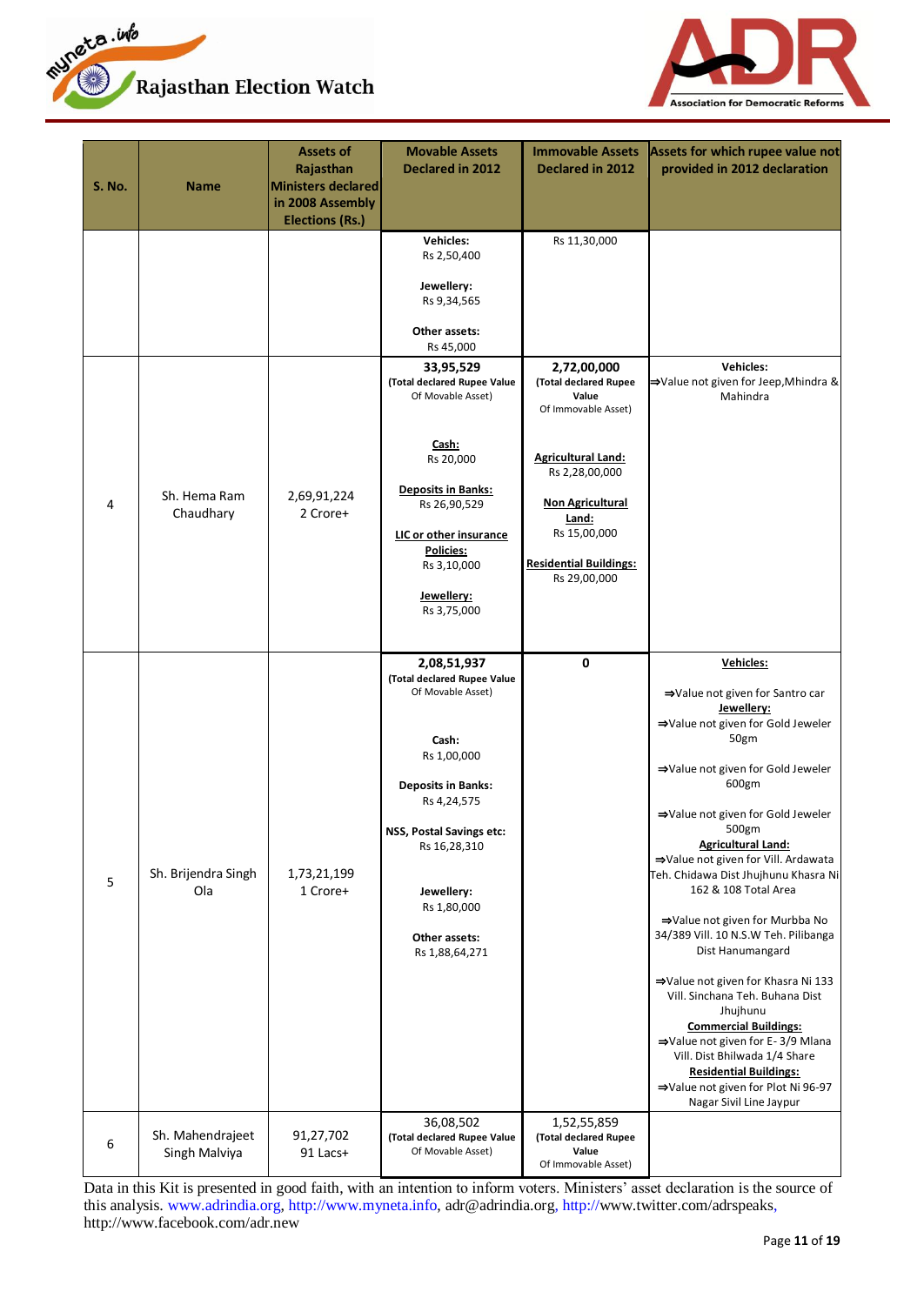| S. No. | Name | Assets of Rajasthan Ministers declared in 2008 Assembly Elections (Rs.) | Movable Assets Declared in 2012 | Immovable Assets Declared in 2012 | Assets for which rupee value not provided in 2012 declaration |
|---|---|---|---|---|---|
| | | | **Vehicles:** Rs 2,50,400<br><br>**Jewellery:** Rs 9,34,565<br><br>**Other assets:** Rs 45,000 | Rs 11,30,000 | |
| 4 | Sh. Hema Ram Chaudhary | 2,69,91,224<br>2 Crore+ | **33,95,529**<br>**(Total declared Rupee Value** Of Movable Asset)<br><br>**Cash:** Rs 20,000<br><br>**Deposits in Banks:** Rs 26,90,529<br><br>**LIC or other insurance Policies:** Rs 3,10,000<br><br>**Jewellery:** Rs 3,75,000 | **2,72,00,000**<br>**(Total declared Rupee Value** Of Immovable Asset)<br><br>**Agricultural Land:** Rs 2,28,00,000<br><br>**Non Agricultural Land:** Rs 15,00,000<br><br>**Residential Buildings:** Rs 29,00,000 | **Vehicles:**<br>⇒Value not given for Jeep,Mhindra & Mahindra |
| 5 | Sh. Brijendra Singh Ola | 1,73,21,199<br>1 Crore+ | **2,08,51,937**<br>**(Total declared Rupee Value** Of Movable Asset)<br><br>**Cash:** Rs 1,00,000<br><br>**Deposits in Banks:** Rs 4,24,575<br><br>**NSS, Postal Savings etc:** Rs 16,28,310<br><br>**Jewellery:** Rs 1,80,000<br><br>**Other assets:** Rs 1,88,64,271 | **0** | **Vehicles:**<br>⇒Value not given for Santro car<br>**Jewellery:**<br>⇒Value not given for Gold Jeweler 50gm<br>⇒Value not given for Gold Jeweler 600gm<br>⇒Value not given for Gold Jeweler 500gm<br>**Agricultural Land:**<br>⇒Value not given for Vill. Ardawata Teh. Chidawa Dist Jhujhunu Khasra Ni 162 & 108 Total Area<br>⇒Value not given for Murbba No 34/389 Vill. 10 N.S.W Teh. Pilibanga Dist Hanumangard<br>⇒Value not given for Khasra Ni 133 Vill. Sinchana Teh. Buhana Dist Jhujhunu<br>**Commercial Buildings:**<br>⇒Value not given for E- 3/9 Mlana Vill. Dist Bhilwada 1/4 Share<br>**Residential Buildings:**<br>⇒Value not given for Plot Ni 96-97 Nagar Sivil Line Jaypur |
| 6 | Sh. Mahendrajeet Singh Malviya | 91,27,702<br>91 Lacs+ | 36,08,502<br>**(Total declared Rupee Value** Of Movable Asset) | 1,52,55,859<br>**(Total declared Rupee Value** Of Immovable Asset) | |

Data in this Kit is presented in good faith, with an intention to inform voters. Ministers' asset declaration is the source of this analysis. www.adrindia.org, http://www.myneta.info, adr@adrindia.org, http://www.twitter.com/adrspeaks, http://www.facebook.com/adr.new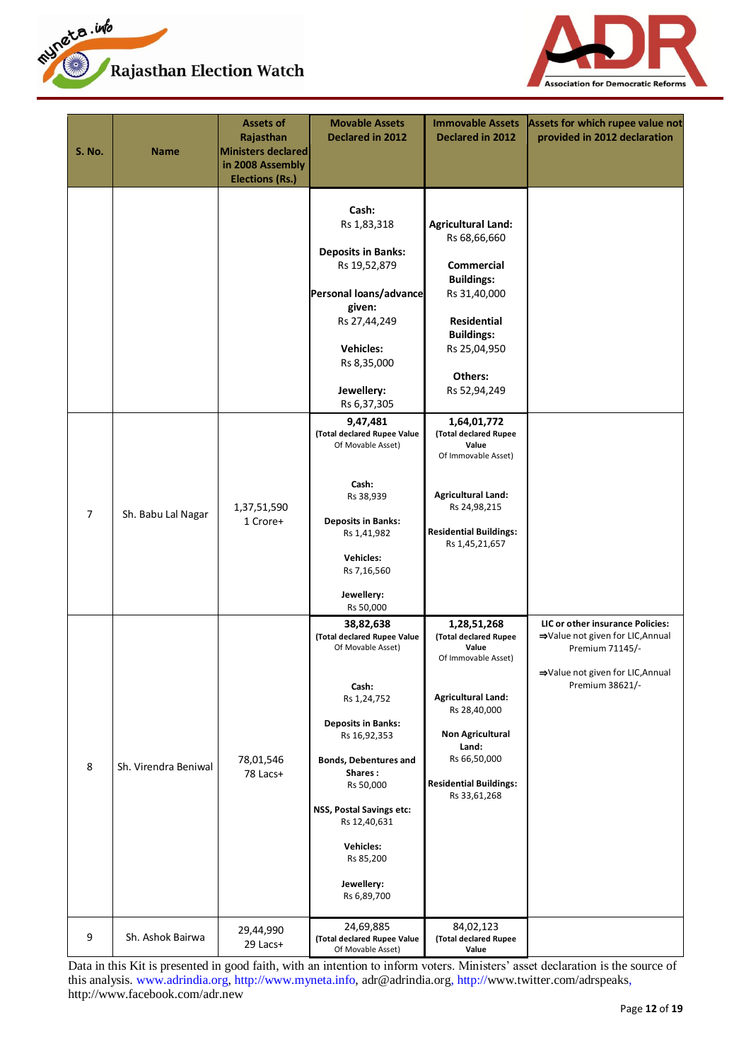| S. No. | Name | Assets of Rajasthan Ministers declared in 2008 Assembly Elections (Rs.) | Movable Assets Declared in 2012 | Immovable Assets Declared in 2012 | Assets for which rupee value not provided in 2012 declaration |
|---|---|---|---|---|---|
| | | | **Cash:** Rs 1,83,318<br>**Deposits in Banks:** Rs 19,52,879<br>**Personal loans/advance given:** Rs 27,44,249<br>**Vehicles:** Rs 8,35,000<br>**Jewellery:** Rs 6,37,305 | **Agricultural Land:** Rs 68,66,660<br>**Commercial Buildings:** Rs 31,40,000<br>**Residential Buildings:** Rs 25,04,950<br>**Others:** Rs 52,94,249 | |
| 7 | Sh. Babu Lal Nagar | 1,37,51,590<br>1 Crore+ | **9,47,481**<br>**(Total declared Rupee Value** Of Movable Asset)<br>**Cash:** Rs 38,939<br>**Deposits in Banks:** Rs 1,41,982<br>**Vehicles:** Rs 7,16,560<br>**Jewellery:** Rs 50,000 | **1,64,01,772**<br>**(Total declared Rupee Value** Of Immovable Asset)<br>**Agricultural Land:** Rs 24,98,215<br>**Residential Buildings:** Rs 1,45,21,657 | |
| 8 | Sh. Virendra Beniwal | 78,01,546<br>78 Lacs+ | **38,82,638**<br>**(Total declared Rupee Value** Of Movable Asset)<br>**Cash:** Rs 1,24,752<br>**Deposits in Banks:** Rs 16,92,353<br>**Bonds, Debentures and Shares :** Rs 50,000<br>**NSS, Postal Savings etc:** Rs 12,40,631<br>**Vehicles:** Rs 85,200<br>**Jewellery:** Rs 6,89,700 | **1,28,51,268**<br>**(Total declared Rupee Value** Of Immovable Asset)<br>**Agricultural Land:** Rs 28,40,000<br>**Non Agricultural Land:** Rs 66,50,000<br>**Residential Buildings:** Rs 33,61,268 | **LIC or other insurance Policies:**<br>⇒Value not given for LIC,Annual Premium 71145/-<br>⇒Value not given for LIC,Annual Premium 38621/- |
| 9 | Sh. Ashok Bairwa | 29,44,990<br>29 Lacs+ | 24,69,885<br>**(Total declared Rupee Value** Of Movable Asset) | 84,02,123<br>**(Total declared Rupee Value** | |

Data in this Kit is presented in good faith, with an intention to inform voters. Ministers' asset declaration is the source of this analysis. www.adrindia.org, http://www.myneta.info, adr@adrindia.org, http://www.twitter.com/adrspeaks, http://www.facebook.com/adr.new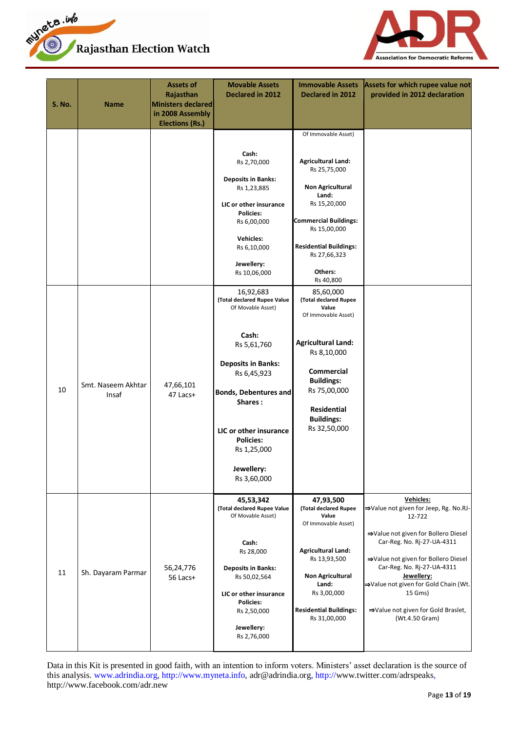| S. No. | Name | Assets of Rajasthan Ministers declared in 2008 Assembly Elections (Rs.) | Movable Assets Declared in 2012 | Immovable Assets Declared in 2012 | Assets for which rupee value not provided in 2012 declaration |
|---|---|---|---|---|---|
| | | | **Cash:** Rs 2,70,000 **Deposits in Banks:** Rs 1,23,885 **LIC or other insurance Policies:** Rs 6,00,000 **Vehicles:** Rs 6,10,000 **Jewellery:** Rs 10,06,000 | Of Immovable Asset) **Agricultural Land:** Rs 25,75,000 **Non Agricultural Land:** Rs 15,20,000 **Commercial Buildings:** Rs 15,00,000 **Residential Buildings:** Rs 27,66,323 **Others:** Rs 40,800 | |
| 10 | Smt. Naseem Akhtar Insaf | 47,66,101 47 Lacs+ | 16,92,683 **(Total declared Rupee Value** Of Movable Asset) **Cash:** Rs 5,61,760 **Deposits in Banks:** Rs 6,45,923 **Bonds, Debentures and Shares :** **LIC or other insurance Policies:** Rs 1,25,000 **Jewellery:** Rs 3,60,000 | 85,60,000 **(Total declared Rupee Value** Of Immovable Asset) **Agricultural Land:** Rs 8,10,000 **Commercial Buildings:** Rs 75,00,000 **Residential Buildings:** Rs 32,50,000 | |
| 11 | Sh. Dayaram Parmar | 56,24,776 56 Lacs+ | **45,53,342** **(Total declared Rupee Value** Of Movable Asset) **Cash:** Rs 28,000 **Deposits in Banks:** Rs 50,02,564 **LIC or other insurance Policies:** Rs 2,50,000 **Jewellery:** Rs 2,76,000 | **47,93,500** **(Total declared Rupee Value** Of Immovable Asset) **Agricultural Land:** Rs 13,93,500 **Non Agricultural Land:** Rs 3,00,000 **Residential Buildings:** Rs 31,00,000 | **Vehicles:** ⇒Value not given for Jeep, Rg. No.RJ-12-722 ⇒Value not given for Bollero Diesel Car-Reg. No. Rj-27-UA-4311 ⇒Value not given for Bollero Diesel Car-Reg. No. Rj-27-UA-4311 **Jewellery:** ⇒Value not given for Gold Chain (Wt. 15 Gms) ⇒Value not given for Gold Braslet, (Wt.4.50 Gram) |

Data in this Kit is presented in good faith, with an intention to inform voters. Ministers' asset declaration is the source of this analysis. www.adrindia.org, http://www.myneta.info, adr@adrindia.org, http://www.twitter.com/adrspeaks, http://www.facebook.com/adr.new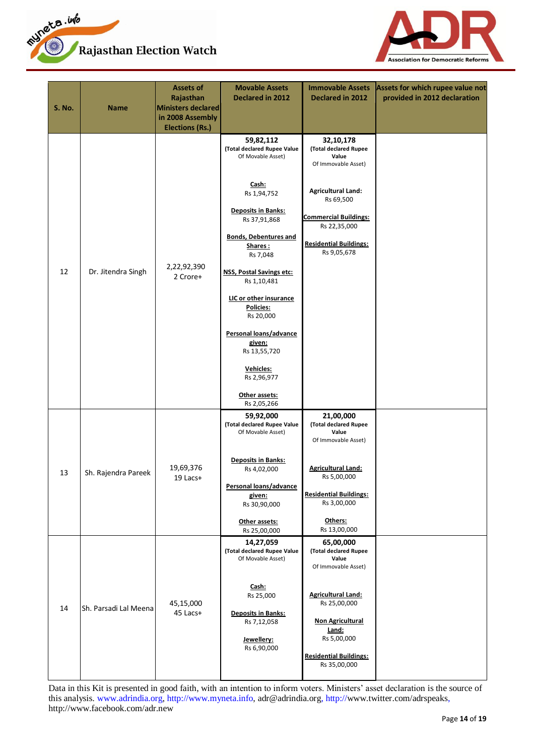| S. No. | Name | Assets of Rajasthan Ministers declared in 2008 Assembly Elections (Rs.) | Movable Assets Declared in 2012 | Immovable Assets Declared in 2012 | Assets for which rupee value not provided in 2012 declaration |
|---|---|---|---|---|---|
| 12 | Dr. Jitendra Singh | 2,22,92,390<br>2 Crore+ | **59,82,112**<br>(Total declared Rupee Value Of Movable Asset)<br><br>**Cash:**<br>Rs 1,94,752<br><br>**Deposits in Banks:**<br>Rs 37,91,868<br><br>**Bonds, Debentures and Shares :**<br>Rs 7,048<br><br>**NSS, Postal Savings etc:**<br>Rs 1,10,481<br><br>**LIC or other insurance Policies:**<br>Rs 20,000<br><br>**Personal loans/advance given:**<br>Rs 13,55,720<br><br>**Vehicles:**<br>Rs 2,96,977<br><br>**Other assets:**<br>Rs 2,05,266 | **32,10,178**<br>(Total declared Rupee Value Of Immovable Asset)<br><br>**Agricultural Land:**<br>Rs 69,500<br><br>**Commercial Buildings:**<br>Rs 22,35,000<br><br>**Residential Buildings:**<br>Rs 9,05,678 | |
| 13 | Sh. Rajendra Pareek | 19,69,376<br>19 Lacs+ | **59,92,000**<br>(Total declared Rupee Value Of Movable Asset)<br><br>**Deposits in Banks:**<br>Rs 4,02,000<br><br>**Personal loans/advance given:**<br>Rs 30,90,000<br><br>**Other assets:**<br>Rs 25,00,000 | **21,00,000**<br>(Total declared Rupee Value Of Immovable Asset)<br><br>**Agricultural Land:**<br>Rs 5,00,000<br><br>**Residential Buildings:**<br>Rs 3,00,000<br><br>**Others:**<br>Rs 13,00,000 | |
| 14 | Sh. Parsadi Lal Meena | 45,15,000<br>45 Lacs+ | **14,27,059**<br>(Total declared Rupee Value Of Movable Asset)<br><br>**Cash:**<br>Rs 25,000<br><br>**Deposits in Banks:**<br>Rs 7,12,058<br><br>**Jewellery:**<br>Rs 6,90,000 | **65,00,000**<br>(Total declared Rupee Value Of Immovable Asset)<br><br>**Agricultural Land:**<br>Rs 25,00,000<br><br>**Non Agricultural Land:**<br>Rs 5,00,000<br><br>**Residential Buildings:**<br>Rs 35,00,000 | |

Data in this Kit is presented in good faith, with an intention to inform voters. Ministers' asset declaration is the source of this analysis. www.adrindia.org, http://www.myneta.info, adr@adrindia.org, http://www.twitter.com/adrspeaks, http://www.facebook.com/adr.new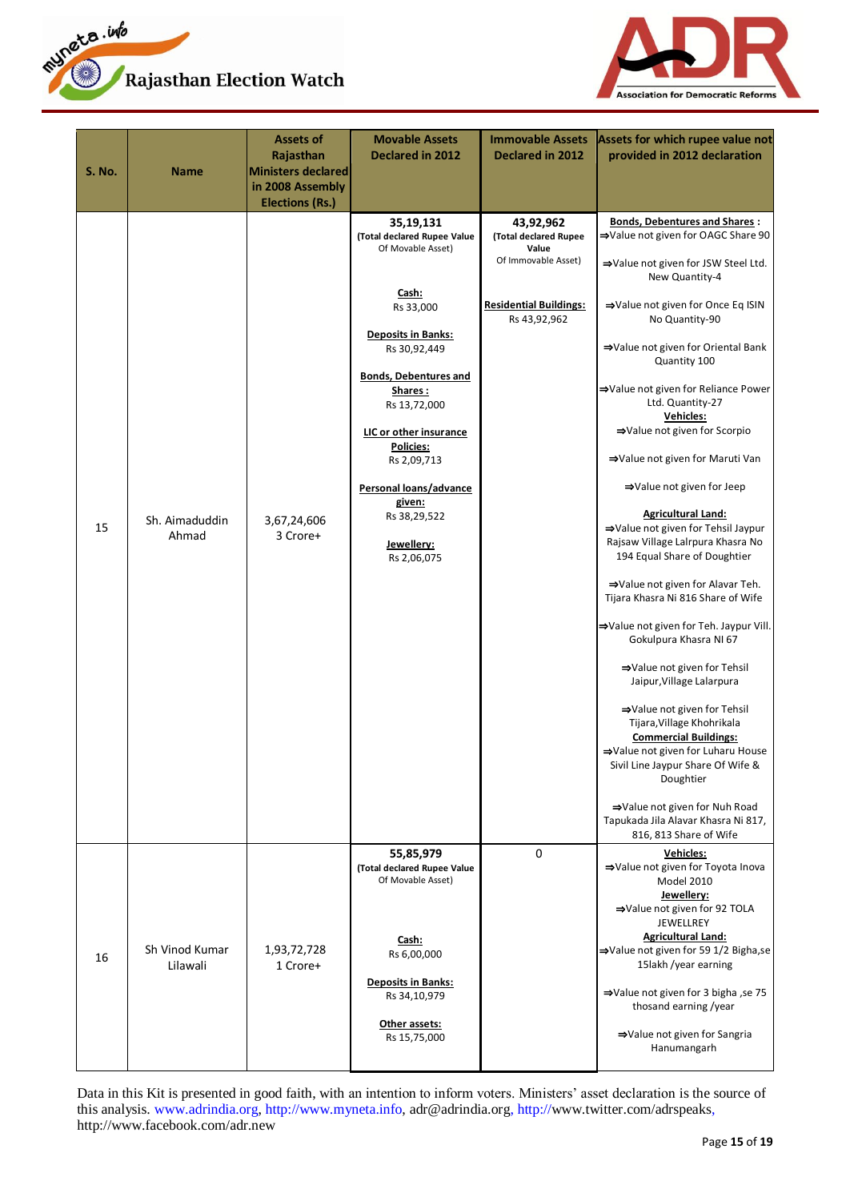| S. No. | Name | Assets of Rajasthan Ministers declared in 2008 Assembly Elections (Rs.) | Movable Assets Declared in 2012 | Immovable Assets Declared in 2012 | Assets for which rupee value not provided in 2012 declaration |
|---|---|---|---|---|---|
| 15 | Sh. Aimaduddin Ahmad | 3,67,24,606<br>3 Crore+ | **35,19,131**<br>**(Total declared Rupee Value** Of Movable Asset)<br><br>**Cash:**<br>Rs 33,000<br><br>**Deposits in Banks:**<br>Rs 30,92,449<br><br>**Bonds, Debentures and Shares :**<br>Rs 13,72,000<br><br>**LIC or other insurance Policies:**<br>Rs 2,09,713<br><br>**Personal loans/advance given:**<br>Rs 38,29,522<br><br>**Jewellery:**<br>Rs 2,06,075 | **43,92,962**<br>**(Total declared Rupee Value** Of Immovable Asset)<br><br>**Residential Buildings:**<br>Rs 43,92,962 | **Bonds, Debentures and Shares :**<br>⇒Value not given for OAGC Share 90<br><br>⇒Value not given for JSW Steel Ltd. New Quantity-4<br><br>⇒Value not given for Once Eq ISIN No Quantity-90<br><br>⇒Value not given for Oriental Bank Quantity 100<br><br>⇒Value not given for Reliance Power Ltd. Quantity-27<br>**Vehicles:**<br>⇒Value not given for Scorpio<br><br>⇒Value not given for Maruti Van<br><br>⇒Value not given for Jeep<br><br>**Agricultural Land:**<br>⇒Value not given for Tehsil Jaypur Rajsaw Village Lalrpura Khasra No 194 Equal Share of Doughtier<br><br>⇒Value not given for Alavar Teh. Tijara Khasra Ni 816 Share of Wife<br><br>⇒Value not given for Teh. Jaypur Vill. Gokulpura Khasra Nl 67<br><br>⇒Value not given for Tehsil Jaipur,Village Lalarpura<br><br>⇒Value not given for Tehsil Tijara,Village Khohrikala<br>**Commercial Buildings:**<br>⇒Value not given for Luharu House Sivil Line Jaypur Share Of Wife & Doughtier<br><br>⇒Value not given for Nuh Road Tapukada Jila Alavar Khasra Ni 817, 816, 813 Share of Wife |
| 16 | Sh Vinod Kumar Lilawali | 1,93,72,728<br>1 Crore+ | **55,85,979**<br>**(Total declared Rupee Value** Of Movable Asset)<br><br>**Cash:**<br>Rs 6,00,000<br><br>**Deposits in Banks:**<br>Rs 34,10,979<br><br>**Other assets:**<br>Rs 15,75,000 | 0 | **Vehicles:**<br>⇒Value not given for Toyota Inova Model 2010<br>**Jewellery:**<br>⇒Value not given for 92 TOLA JEWELLREY<br>**Agricultural Land:**<br>⇒Value not given for 59 1/2 Bigha,se 15lakh /year earning<br><br>⇒Value not given for 3 bigha ,se 75 thosand earning /year<br><br>⇒Value not given for Sangria Hanumangarh |

Data in this Kit is presented in good faith, with an intention to inform voters. Ministers' asset declaration is the source of this analysis. www.adrindia.org, http://www.myneta.info, adr@adrindia.org, http://www.twitter.com/adrspeaks, http://www.facebook.com/adr.new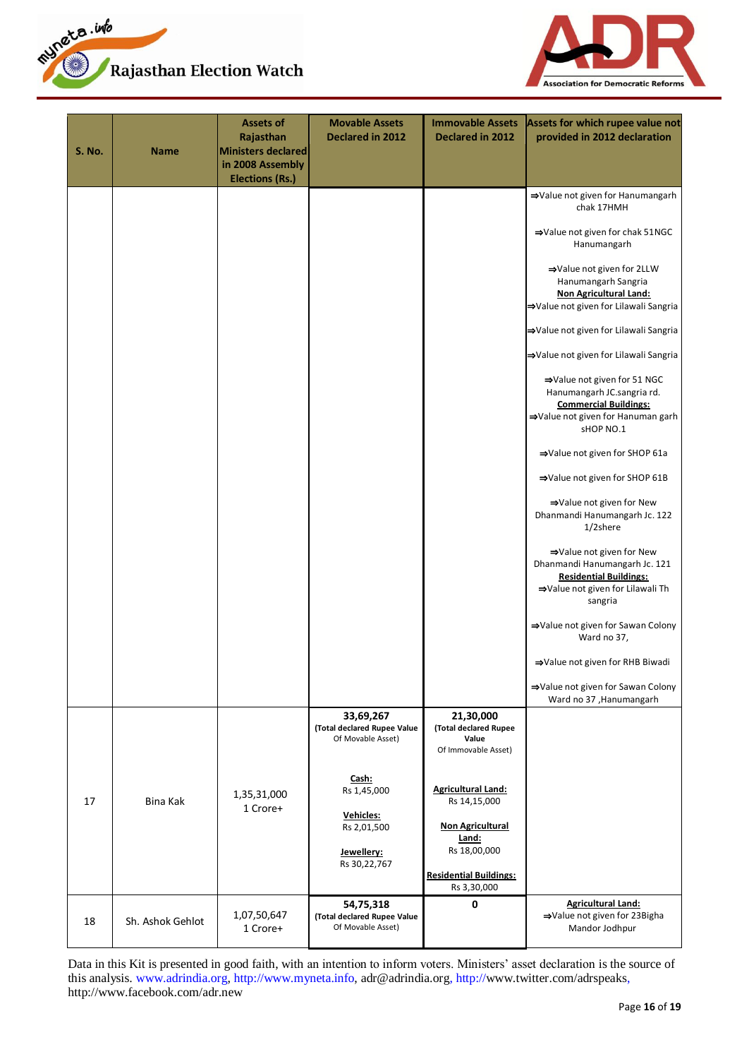| S. No. | Name | Assets of Rajasthan Ministers declared in 2008 Assembly Elections (Rs.) | Movable Assets Declared in 2012 | Immovable Assets Declared in 2012 | Assets for which rupee value not provided in 2012 declaration |
|---|---|---|---|---|---|
| | | | | | ⇒Value not given for Hanumangarh chak 17HMH<br><br>⇒Value not given for chak 51NGC Hanumangarh<br><br>⇒Value not given for 2LLW Hanumangarh Sangria<br>**Non Agricultural Land:**<br>⇒Value not given for Lilawali Sangria<br><br>⇒Value not given for Lilawali Sangria<br><br>⇒Value not given for Lilawali Sangria<br><br>⇒Value not given for 51 NGC Hanumangarh JC.sangria rd.<br>**Commercial Buildings:**<br>⇒Value not given for Hanuman garh sHOP NO.1<br><br>⇒Value not given for SHOP 61a<br><br>⇒Value not given for SHOP 61B<br><br>⇒Value not given for New Dhanmandi Hanumangarh Jc. 122 1/2shere<br><br>⇒Value not given for New Dhanmandi Hanumangarh Jc. 121<br>**Residential Buildings:**<br>⇒Value not given for Lilawali Th sangria<br><br>⇒Value not given for Sawan Colony Ward no 37,<br><br>⇒Value not given for RHB Biwadi<br><br>⇒Value not given for Sawan Colony Ward no 37 ,Hanumangarh |
| 17 | Bina Kak | 1,35,31,000<br>1 Crore+ | **33,69,267**<br>(Total declared Rupee Value Of Movable Asset)<br><br>**Cash:**<br>Rs 1,45,000<br><br>**Vehicles:**<br>Rs 2,01,500<br><br>**Jewellery:**<br>Rs 30,22,767 | **21,30,000**<br>(Total declared Rupee Value Of Immovable Asset)<br><br>**Agricultural Land:**<br>Rs 14,15,000<br><br>**Non Agricultural Land:**<br>Rs 18,00,000<br><br>**Residential Buildings:**<br>Rs 3,30,000 | |
| 18 | Sh. Ashok Gehlot | 1,07,50,647<br>1 Crore+ | **54,75,318**<br>(Total declared Rupee Value Of Movable Asset) | **0** | **Agricultural Land:**<br>⇒Value not given for 23Bigha Mandor Jodhpur |

Data in this Kit is presented in good faith, with an intention to inform voters. Ministers' asset declaration is the source of this analysis. www.adrindia.org, http://www.myneta.info, adr@adrindia.org, http://www.twitter.com/adrspeaks, http://www.facebook.com/adr.new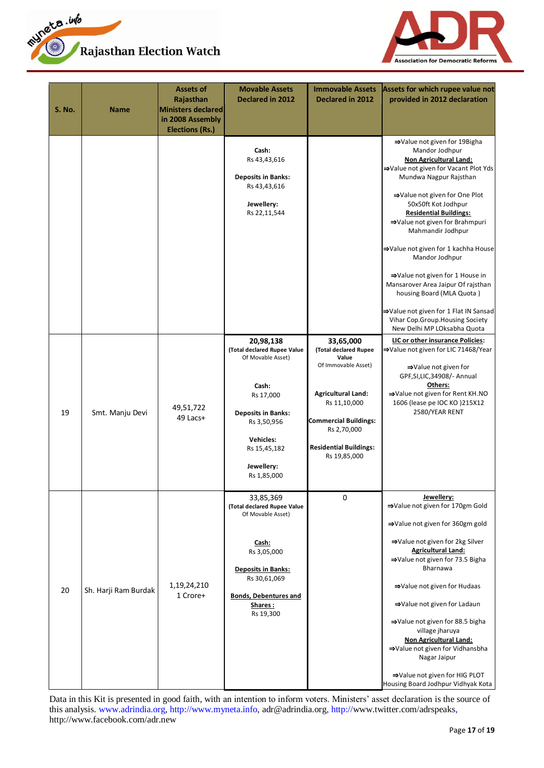| S. No. | Name | Assets of Rajasthan Ministers declared in 2008 Assembly Elections (Rs.) | Movable Assets Declared in 2012 | Immovable Assets Declared in 2012 | Assets for which rupee value not provided in 2012 declaration |
|---|---|---|---|---|---|
| | | | **Cash:** Rs 43,43,616<br><br>**Deposits in Banks:** Rs 43,43,616<br><br>**Jewellery:** Rs 22,11,544 | | ⇒Value not given for 19Bigha Mandor Jodhpur<br>**Non Agricultural Land:**<br>⇒Value not given for Vacant Plot Yds Mundwa Nagpur Rajsthan<br><br>⇒Value not given for One Plot 50x50ft Kot Jodhpur<br>**Residential Buildings:**<br>⇒Value not given for Brahmpuri Mahmandir Jodhpur<br><br>⇒Value not given for 1 kachha House Mandor Jodhpur<br><br>⇒Value not given for 1 House in Mansarover Area Jaipur Of rajsthan housing Board (MLA Quota )<br><br>⇒Value not given for 1 Flat IN Sansad Vihar Cop.Group.Housing Society New Delhi MP LOksabha Quota |
| 19 | Smt. Manju Devi | 49,51,722<br>49 Lacs+ | **20,98,138**<br>**(Total declared Rupee Value** Of Movable Asset)<br><br>**Cash:** Rs 17,000<br><br>**Deposits in Banks:** Rs 3,50,956<br><br>**Vehicles:** Rs 15,45,182<br><br>**Jewellery:** Rs 1,85,000 | **33,65,000**<br>**(Total declared Rupee Value** Of Immovable Asset)<br><br>**Agricultural Land:** Rs 11,10,000<br><br>**Commercial Buildings:** Rs 2,70,000<br><br>**Residential Buildings:** Rs 19,85,000 | **LIC or other insurance Policies:**<br>⇒Value not given for LIC 71468/Year<br><br>⇒Value not given for GPF,SI,LIC,34908/- Annual<br>**Others:**<br>⇒Value not given for Rent KH.NO 1606 (lease pe IOC KO )215X12 2580/YEAR RENT |
| 20 | Sh. Harji Ram Burdak | 1,19,24,210<br>1 Crore+ | 33,85,369<br>**(Total declared Rupee Value** Of Movable Asset)<br><br>**Cash:** Rs 3,05,000<br><br>**Deposits in Banks:** Rs 30,61,069<br><br>**Bonds, Debentures and Shares :** Rs 19,300 | 0 | **Jewellery:**<br>⇒Value not given for 170gm Gold<br><br>⇒Value not given for 360gm gold<br><br>⇒Value not given for 2kg Silver<br>**Agricultural Land:**<br>⇒Value not given for 73.5 Bigha Bharnawa<br><br>⇒Value not given for Hudaas<br><br>⇒Value not given for Ladaun<br><br>⇒Value not given for 88.5 bigha village jharuya<br>**Non Agricultural Land:**<br>⇒Value not given for Vidhansbha Nagar Jaipur<br><br>⇒Value not given for HIG PLOT Housing Board Jodhpur Vidhyak Kota |

Data in this Kit is presented in good faith, with an intention to inform voters. Ministers' asset declaration is the source of this analysis. www.adrindia.org, http://www.myneta.info, adr@adrindia.org, http://www.twitter.com/adrspeaks, http://www.facebook.com/adr.new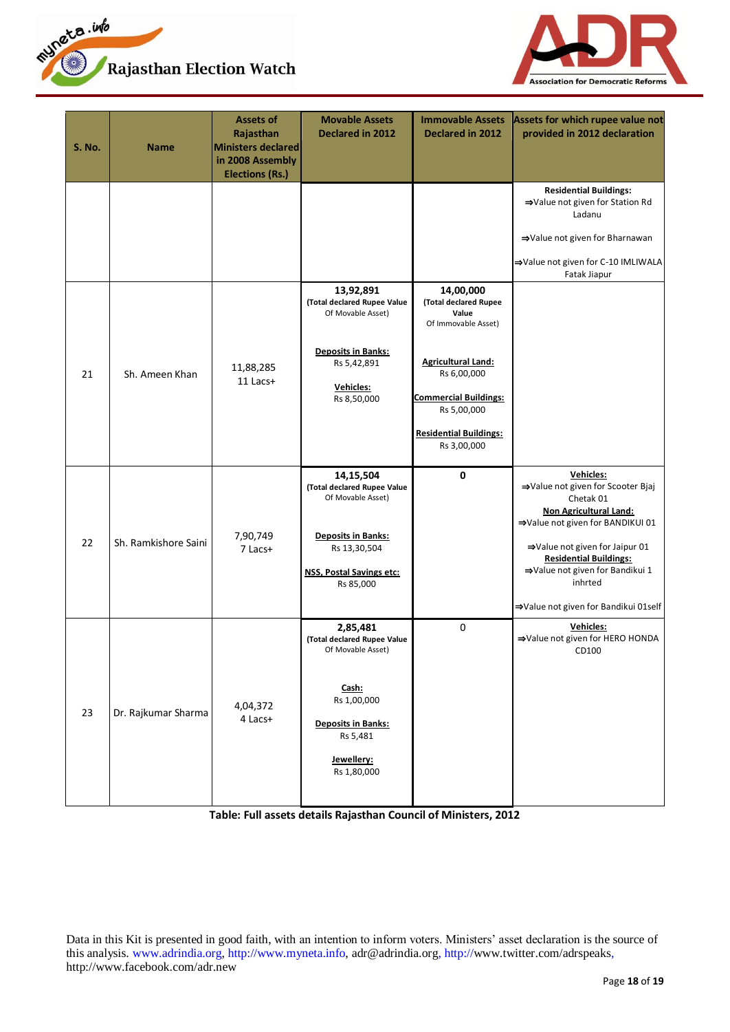| S. No. | Name | Assets of Rajasthan Ministers declared in 2008 Assembly Elections (Rs.) | Movable Assets Declared in 2012 | Immovable Assets Declared in 2012 | Assets for which rupee value not provided in 2012 declaration |
|---|---|---|---|---|---|
| | | | | | **Residential Buildings:** ⇒Value not given for Station Rd Ladanu ⇒Value not given for Bharnawan ⇒Value not given for C-10 IMLIWALA Fatak Jiapur |
| 21 | Sh. Ameen Khan | 11,88,285 11 Lacs+ | **13,92,891** (Total declared Rupee Value Of Movable Asset) **Deposits in Banks:** Rs 5,42,891 **Vehicles:** Rs 8,50,000 | **14,00,000** (Total declared Rupee Value Of Immovable Asset) **Agricultural Land:** Rs 6,00,000 **Commercial Buildings:** Rs 5,00,000 **Residential Buildings:** Rs 3,00,000 | |
| 22 | Sh. Ramkishore Saini | 7,90,749 7 Lacs+ | **14,15,504** (Total declared Rupee Value Of Movable Asset) **Deposits in Banks:** Rs 13,30,504 **NSS, Postal Savings etc:** Rs 85,000 | **0** | **Vehicles:** ⇒Value not given for Scooter Bjaj Chetak 01 **Non Agricultural Land:** ⇒Value not given for BANDIKUI 01 ⇒Value not given for Jaipur 01 **Residential Buildings:** ⇒Value not given for Bandikui 1 inhrted ⇒Value not given for Bandikui 01self |
| 23 | Dr. Rajkumar Sharma | 4,04,372 4 Lacs+ | **2,85,481** (Total declared Rupee Value Of Movable Asset) **Cash:** Rs 1,00,000 **Deposits in Banks:** Rs 5,481 **Jewellery:** Rs 1,80,000 | 0 | **Vehicles:** ⇒Value not given for HERO HONDA CD100 |

**Table: Full assets details Rajasthan Council of Ministers, 2012**

Data in this Kit is presented in good faith, with an intention to inform voters. Ministers' asset declaration is the source of this analysis. www.adrindia.org, http://www.myneta.info, adr@adrindia.org, http://www.twitter.com/adrspeaks, http://www.facebook.com/adr.new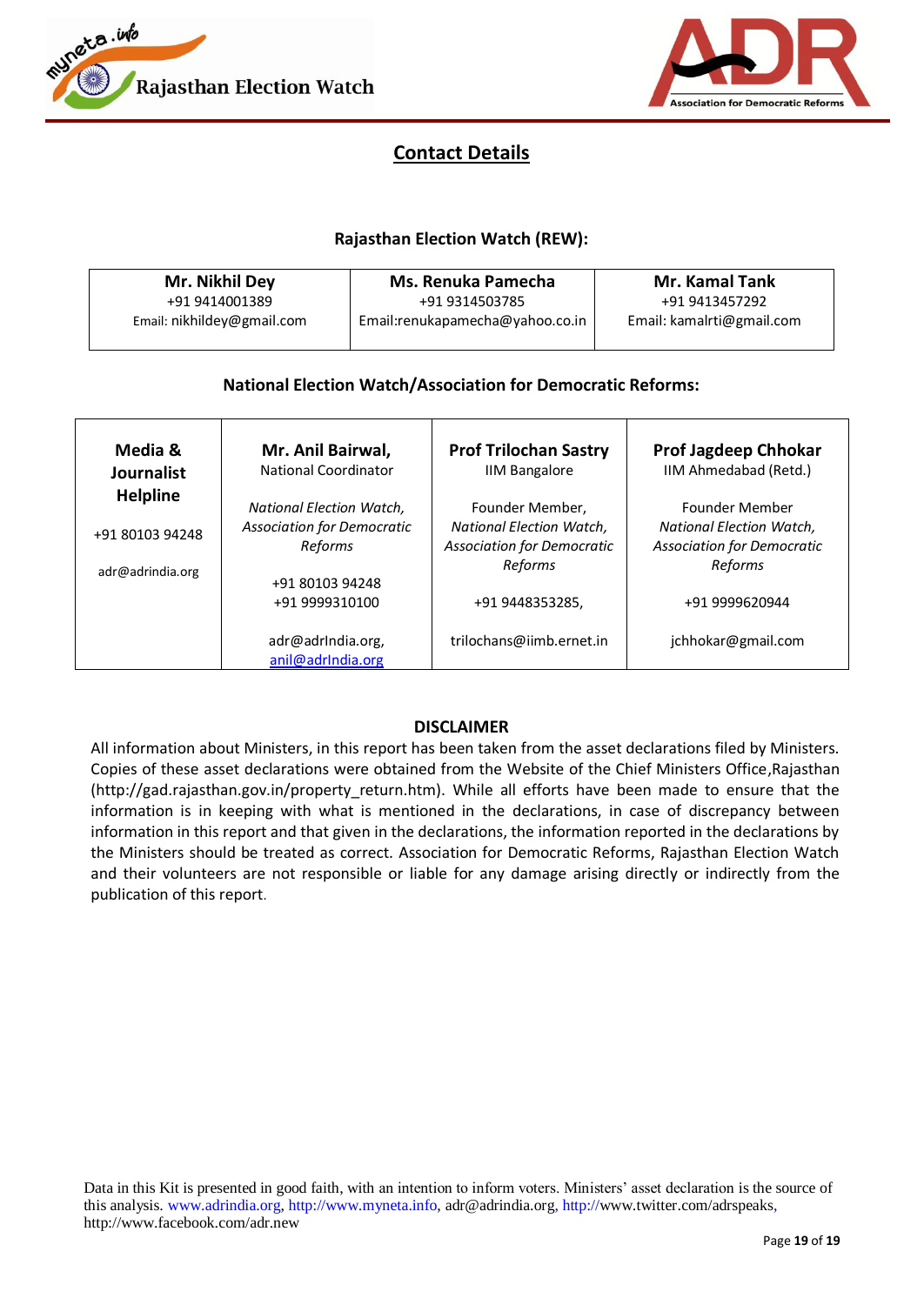## Contact Details

### Rajasthan Election Watch (REW):

| | | |
|---|---|---|
| **Mr. Nikhil Dey**<br>+91 9414001389<br>Email: nikhildey@gmail.com | **Ms. Renuka Pamecha**<br>+91 9314503785<br>Email:renukapamecha@yahoo.co.in | **Mr. Kamal Tank**<br>+91 9413457292<br>Email: kamalrti@gmail.com |

### National Election Watch/Association for Democratic Reforms:

| | | | |
|---|---|---|---|
| **Media & Journalist Helpline**<br><br>+91 80103 94248<br><br>adr@adrindia.org | **Mr. Anil Bairwal,**<br>National Coordinator<br><br>*National Election Watch, Association for Democratic Reforms*<br><br>+91 80103 94248<br>+91 9999310100<br><br>adr@adrIndia.org,<br>anil@adrIndia.org | **Prof Trilochan Sastry**<br>IIM Bangalore<br><br>Founder Member,<br>*National Election Watch, Association for Democratic Reforms*<br><br>+91 9448353285,<br><br>trilochans@iimb.ernet.in | **Prof Jagdeep Chhokar**<br>IIM Ahmedabad (Retd.)<br><br>Founder Member<br>*National Election Watch, Association for Democratic Reforms*<br><br>+91 9999620944<br><br>jchhokar@gmail.com |

### DISCLAIMER

All information about Ministers, in this report has been taken from the asset declarations filed by Ministers. Copies of these asset declarations were obtained from the Website of the Chief Ministers Office,Rajasthan (http://gad.rajasthan.gov.in/property_return.htm). While all efforts have been made to ensure that the information is in keeping with what is mentioned in the declarations, in case of discrepancy between information in this report and that given in the declarations, the information reported in the declarations by the Ministers should be treated as correct. Association for Democratic Reforms, Rajasthan Election Watch and their volunteers are not responsible or liable for any damage arising directly or indirectly from the publication of this report.

Data in this Kit is presented in good faith, with an intention to inform voters. Ministers' asset declaration is the source of this analysis. www.adrindia.org, http://www.myneta.info, adr@adrindia.org, http://www.twitter.com/adrspeaks, http://www.facebook.com/adr.new